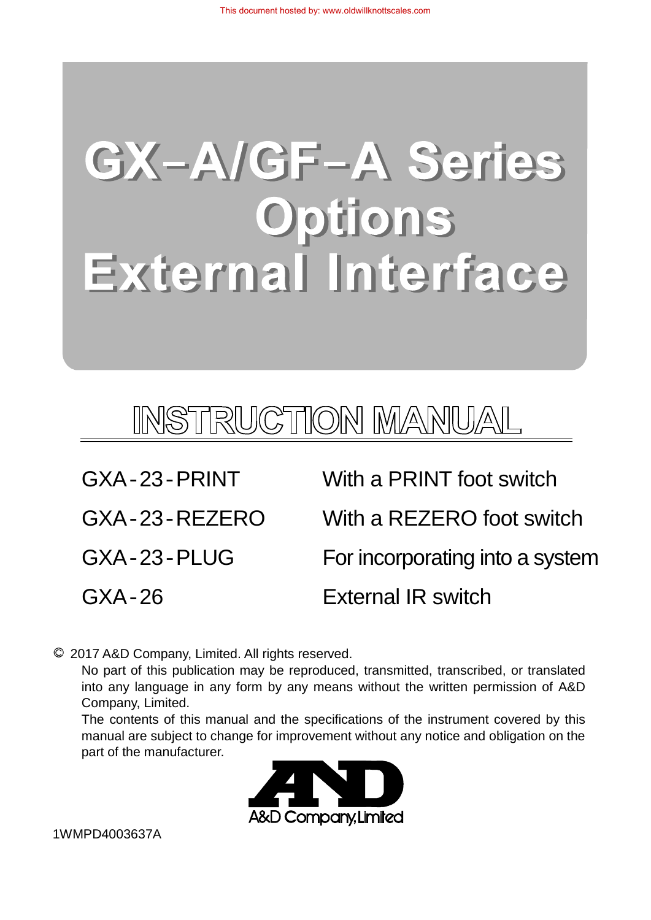This document hosted by: www.oldwillknottscales.com

# GX-A/GF-A Series Options External Interface

## INSTRUCTION MANUAL

| | |
|---|---|
| GXA-23-PRINT | With a PRINT foot switch |
| GXA-23-REZERO | With a REZERO foot switch |
| GXA-23-PLUG | For incorporating into a system |
| GXA-26 | External IR switch |

© 2017 A&D Company, Limited. All rights reserved.

No part of this publication may be reproduced, transmitted, transcribed, or translated into any language in any form by any means without the written permission of A&D Company, Limited.

The contents of this manual and the specifications of the instrument covered by this manual are subject to change for improvement without any notice and obligation on the part of the manufacturer.

A&D Company, Limited

1WMPD4003637A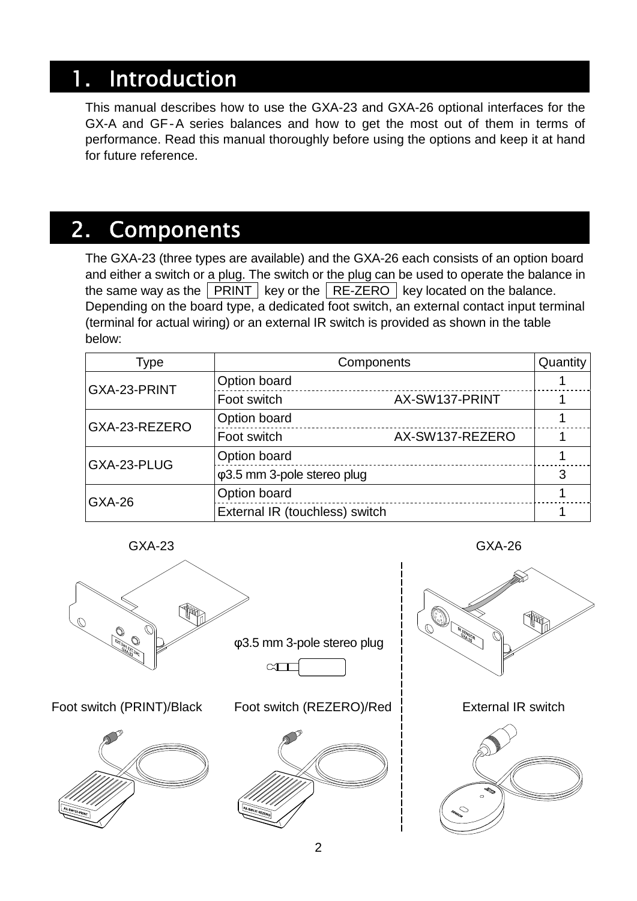# 1. Introduction

This manual describes how to use the GXA-23 and GXA-26 optional interfaces for the GX-A and GF-A series balances and how to get the most out of them in terms of performance. Read this manual thoroughly before using the options and keep it at hand for future reference.

# 2. Components

The GXA-23 (three types are available) and the GXA-26 each consists of an option board and either a switch or a plug. The switch or the plug can be used to operate the balance in the same way as the PRINT key or the RE-ZERO key located on the balance.
Depending on the board type, a dedicated foot switch, an external contact input terminal (terminal for actual wiring) or an external IR switch is provided as shown in the table below:

| Type | Components | | Quantity |
|---|---|---|---|
| GXA-23-PRINT | Option board | | 1 |
| | Foot switch | AX-SW137-PRINT | 1 |
| GXA-23-REZERO | Option board | | 1 |
| | Foot switch | AX-SW137-REZERO | 1 |
| GXA-23-PLUG | Option board | | 1 |
| | φ3.5 mm 3-pole stereo plug | | 3 |
| GXA-26 | Option board | | 1 |
| | External IR (touchless) switch | | 1 |

GXA-23

φ3.5 mm 3-pole stereo plug

GXA-26

Foot switch (PRINT)/Black

Foot switch (REZERO)/Red

External IR switch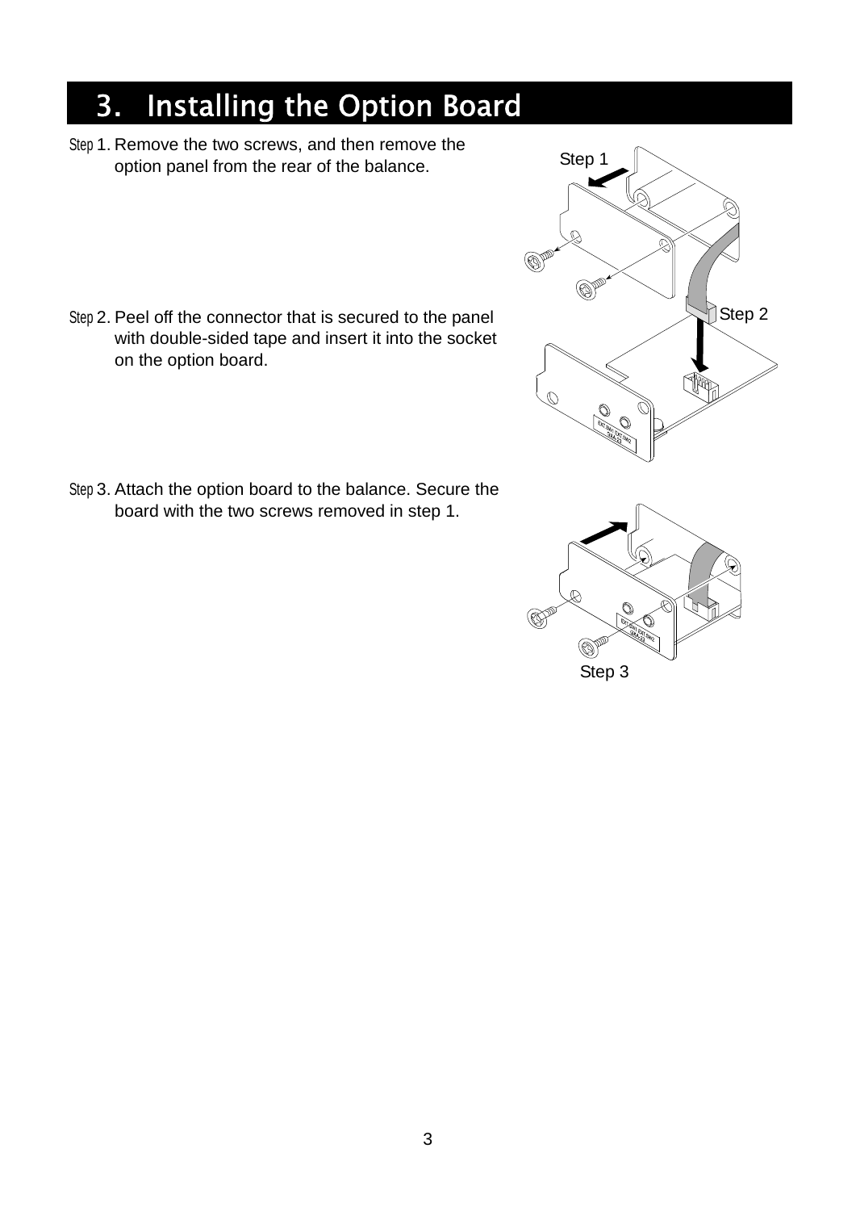# 3. Installing the Option Board

Step 1. Remove the two screws, and then remove the option panel from the rear of the balance.

Step 2. Peel off the connector that is secured to the panel with double-sided tape and insert it into the socket on the option board.

Step 3. Attach the option board to the balance. Secure the board with the two screws removed in step 1.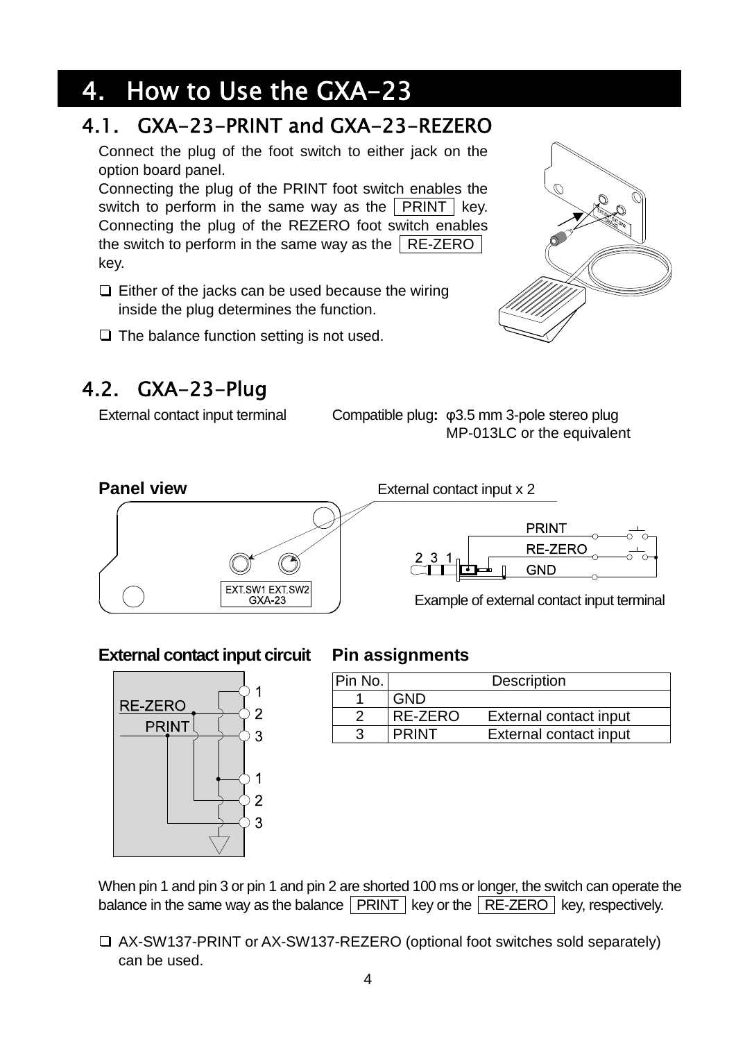# 4. How to Use the GXA-23

## 4.1. GXA-23-PRINT and GXA-23-REZERO

Connect the plug of the foot switch to either jack on the option board panel.
Connecting the plug of the PRINT foot switch enables the switch to perform in the same way as the PRINT key. Connecting the plug of the REZERO foot switch enables the switch to perform in the same way as the RE-ZERO key.

- ❑ Either of the jacks can be used because the wiring inside the plug determines the function.
- ❑ The balance function setting is not used.

## 4.2. GXA-23-Plug

External contact input terminal    Compatible plug: φ3.5 mm 3-pole stereo plug
MP-013LC or the equivalent

**Panel view**

External contact input x 2

EXT.SW1 EXT.SW2
GXA-23

PRINT
RE-ZERO
GND
2 3 1

Example of external contact input terminal

**External contact input circuit**

RE-ZERO
PRINT

**Pin assignments**

| Pin No. | Description | |
|---|---|---|
| 1 | GND | |
| 2 | RE-ZERO | External contact input |
| 3 | PRINT | External contact input |

When pin 1 and pin 3 or pin 1 and pin 2 are shorted 100 ms or longer, the switch can operate the balance in the same way as the balance PRINT key or the RE-ZERO key, respectively.

- ❑ AX-SW137-PRINT or AX-SW137-REZERO (optional foot switches sold separately) can be used.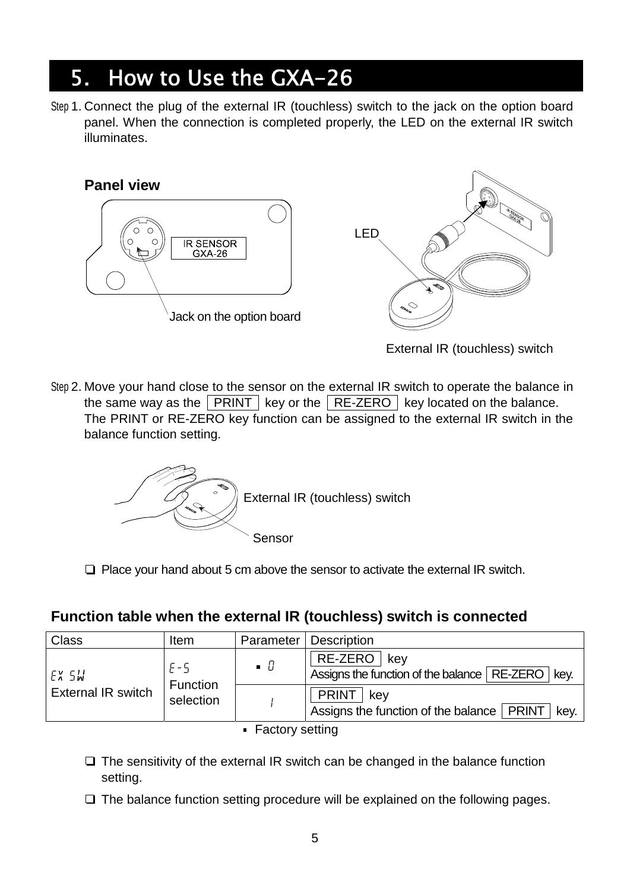# 5. How to Use the GXA-26

Step 1. Connect the plug of the external IR (touchless) switch to the jack on the option board panel. When the connection is completed properly, the LED on the external IR switch illuminates.

**Panel view**

IR SENSOR GXA-26

Jack on the option board

LED

External IR (touchless) switch

Step 2. Move your hand close to the sensor on the external IR switch to operate the balance in the same way as the PRINT key or the RE-ZERO key located on the balance. The PRINT or RE-ZERO key function can be assigned to the external IR switch in the balance function setting.

External IR (touchless) switch

Sensor

❑ Place your hand about 5 cm above the sensor to activate the external IR switch.

**Function table when the external IR (touchless) switch is connected**

| Class | Item | Parameter | Description |
|---|---|---|---|
| EX SW External IR switch | E-S Function selection | ▪ 0 | RE-ZERO key Assigns the function of the balance RE-ZERO key. |
| | | 1 | PRINT key Assigns the function of the balance PRINT key. |

▪ Factory setting

❑ The sensitivity of the external IR switch can be changed in the balance function setting.

❑ The balance function setting procedure will be explained on the following pages.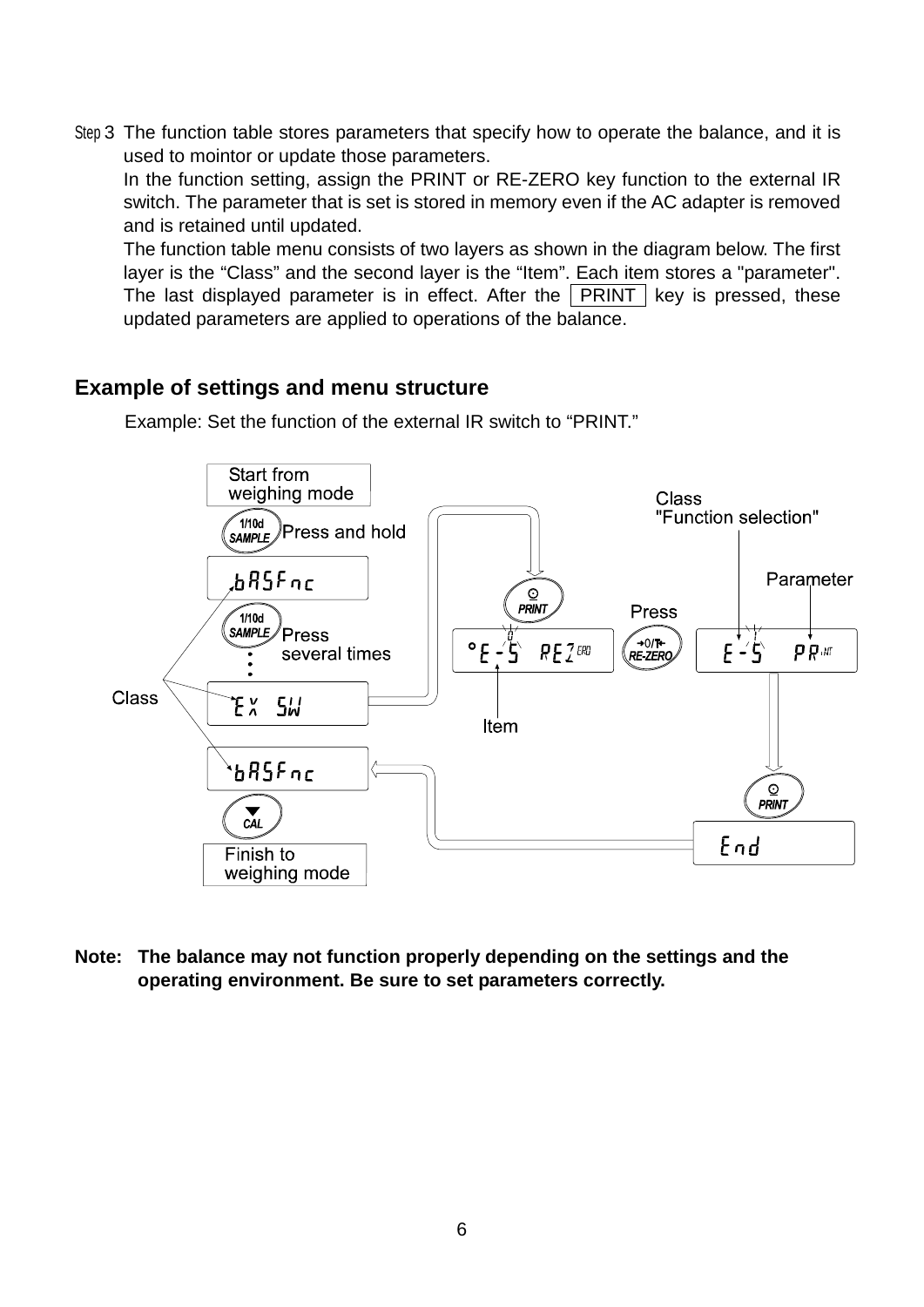Step 3 The function table stores parameters that specify how to operate the balance, and it is used to mointor or update those parameters.

In the function setting, assign the PRINT or RE-ZERO key function to the external IR switch. The parameter that is set is stored in memory even if the AC adapter is removed and is retained until updated.

The function table menu consists of two layers as shown in the diagram below. The first layer is the “Class” and the second layer is the “Item”. Each item stores a "parameter". The last displayed parameter is in effect. After the PRINT key is pressed, these updated parameters are applied to operations of the balance.

## Example of settings and menu structure

Example: Set the function of the external IR switch to “PRINT.”

Start from weighing mode

1/10d SAMPLE Press and hold

bASFnc

1/10d SAMPLE Press several times

EX SW

PRINT

E-S REZERO

Item

Press RE-ZERO

Class "Function selection"

Parameter

E-S PRINT

PRINT

End

bASFnc

CAL

Finish to weighing mode

Class

**Note: The balance may not function properly depending on the settings and the operating environment. Be sure to set parameters correctly.**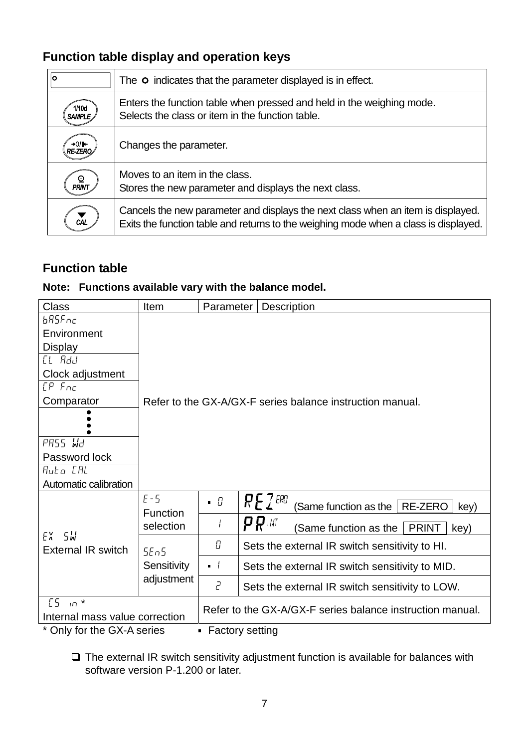## Function table display and operation keys

| | |
|---|---|
| ○ | The ○ indicates that the parameter displayed is in effect. |
| 1/10d SAMPLE | Enters the function table when pressed and held in the weighing mode.<br>Selects the class or item in the function table. |
| →0/T← RE-ZERO | Changes the parameter. |
| PRINT | Moves to an item in the class.<br>Stores the new parameter and displays the next class. |
| ▼ CAL | Cancels the new parameter and displays the next class when an item is displayed.<br>Exits the function table and returns to the weighing mode when a class is displayed. |

## Function table

**Note: Functions available vary with the balance model.**

| Class | Item | Parameter | Description |
|---|---|---|---|
| bASFnc<br>Environment Display | Refer to the GX-A/GX-F series balance instruction manual. | | |
| CL AdJ<br>Clock adjustment | | | |
| CP Fnc<br>Comparator | | | |
| ⋮ | | | |
| PASS Wd<br>Password lock | | | |
| Auto CAL<br>Automatic calibration | | | |
| EX SW<br>External IR switch | E-S<br>Function selection | ▪ 0 | REZERO (Same function as the RE-ZERO key) |
| | | 1 | PRINT (Same function as the PRINT key) |
| | SEnS<br>Sensitivity adjustment | 0 | Sets the external IR switch sensitivity to HI. |
| | | ▪ 1 | Sets the external IR switch sensitivity to MID. |
| | | 2 | Sets the external IR switch sensitivity to LOW. |
| CS in *<br>Internal mass value correction | | Refer to the GX-A/GX-F series balance instruction manual. | |

\* Only for the GX-A series ▪ Factory setting

- ❑ The external IR switch sensitivity adjustment function is available for balances with software version P-1.200 or later.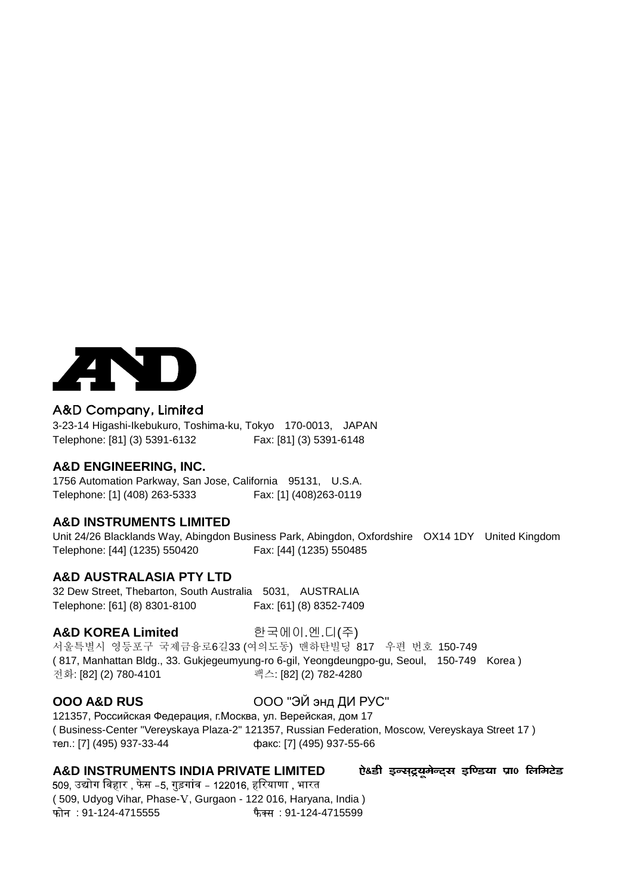## A&D Company, Limited

3-23-14 Higashi-Ikebukuro, Toshima-ku, Tokyo 170-0013, JAPAN
Telephone: [81] (3) 5391-6132 Fax: [81] (3) 5391-6148

**A&D ENGINEERING, INC.**

1756 Automation Parkway, San Jose, California 95131, U.S.A.
Telephone: [1] (408) 263-5333 Fax: [1] (408)263-0119

**A&D INSTRUMENTS LIMITED**

Unit 24/26 Blacklands Way, Abingdon Business Park, Abingdon, Oxfordshire OX14 1DY United Kingdom
Telephone: [44] (1235) 550420 Fax: [44] (1235) 550485

**A&D AUSTRALASIA PTY LTD**

32 Dew Street, Thebarton, South Australia 5031, AUSTRALIA
Telephone: [61] (8) 8301-8100 Fax: [61] (8) 8352-7409

**A&D KOREA Limited** 한국에이.엔.디(주)

서울특별시 영등포구 국제금융로6길33 (여의도동) 맨하탄빌딩 817 우편 번호 150-749
( 817, Manhattan Bldg., 33. Gukjegeumyung-ro 6-gil, Yeongdeungpo-gu, Seoul, 150-749 Korea )
전화: [82] (2) 780-4101 팩스: [82] (2) 782-4280

**OOO A&D RUS** ООО "ЭЙ энд ДИ РУС"

121357, Российская Федерация, г.Москва, ул. Верейская, дом 17
( Business-Center "Vereyskaya Plaza-2" 121357, Russian Federation, Moscow, Vereyskaya Street 17 )
тел.: [7] (495) 937-33-44 факс: [7] (495) 937-55-66

**A&D INSTRUMENTS INDIA PRIVATE LIMITED** **ऐ&डी इन्स्ट्रूमेन्ट्स इण्डिया प्रा० लिमिटेड**

509, उद्योग विहार , फेस –5, गुड़गांव – 122016, हरियाणा , भारत
( 509, Udyog Vihar, Phase-V, Gurgaon - 122 016, Haryana, India )
फोन : 91-124-4715555 फैक्स : 91-124-4715599